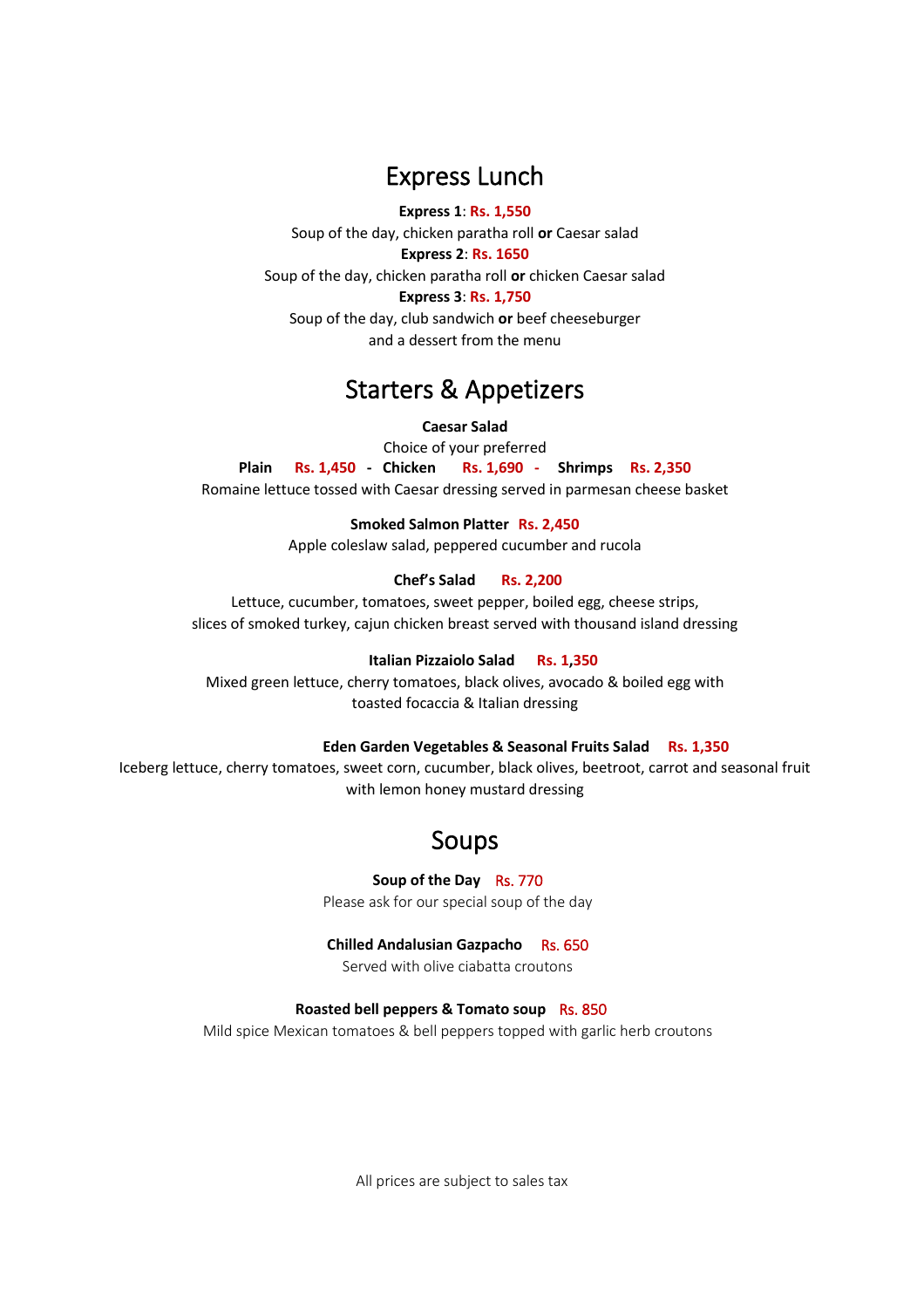## Express Lunch

**Express 1**: **Rs. 1,550**
Soup of the day, chicken paratha roll **or** Caesar salad

**Express 2**: **Rs. 1650**
Soup of the day, chicken paratha roll **or** chicken Caesar salad

**Express 3**: **Rs. 1,750**
Soup of the day, club sandwich **or** beef cheeseburger
and a dessert from the menu

## Starters & Appetizers

**Caesar Salad**
Choice of your preferred
**Plain** **Rs. 1,450** **-** **Chicken** **Rs. 1,690** **-** **Shrimps** **Rs. 2,350**
Romaine lettuce tossed with Caesar dressing served in parmesan cheese basket

**Smoked Salmon Platter** **Rs. 2,450**
Apple coleslaw salad, peppered cucumber and rucola

**Chef's Salad** **Rs. 2,200**
Lettuce, cucumber, tomatoes, sweet pepper, boiled egg, cheese strips,
slices of smoked turkey, cajun chicken breast served with thousand island dressing

**Italian Pizzaiolo Salad** **Rs. 1,350**
Mixed green lettuce, cherry tomatoes, black olives, avocado & boiled egg with
toasted focaccia & Italian dressing

**Eden Garden Vegetables & Seasonal Fruits Salad** **Rs. 1,350**
Iceberg lettuce, cherry tomatoes, sweet corn, cucumber, black olives, beetroot, carrot and seasonal fruit
with lemon honey mustard dressing

## Soups

**Soup of the Day** Rs. 770
Please ask for our special soup of the day

**Chilled Andalusian Gazpacho** Rs. 650
Served with olive ciabatta croutons

**Roasted bell peppers & Tomato soup** Rs. 850
Mild spice Mexican tomatoes & bell peppers topped with garlic herb croutons

All prices are subject to sales tax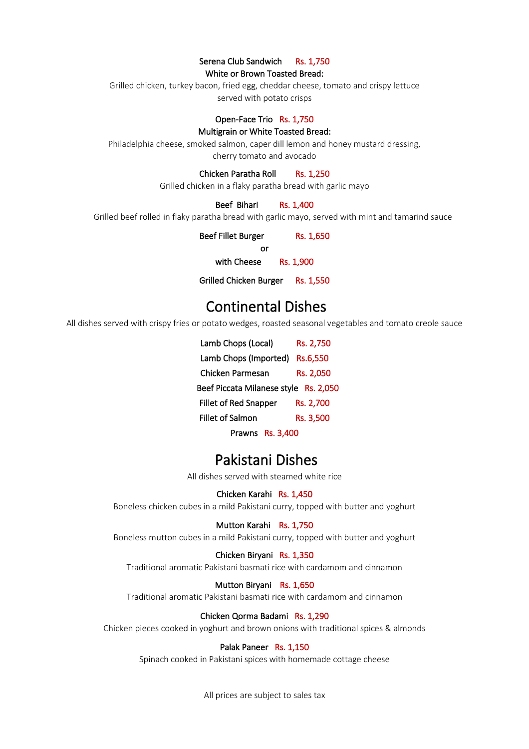**Serena Club Sandwich** Rs. 1,750

**White or Brown Toasted Bread:**

Grilled chicken, turkey bacon, fried egg, cheddar cheese, tomato and crispy lettuce served with potato crisps

**Open-Face Trio** Rs. 1,750

**Multigrain or White Toasted Bread:**

Philadelphia cheese, smoked salmon, caper dill lemon and honey mustard dressing, cherry tomato and avocado

**Chicken Paratha Roll** Rs. 1,250

Grilled chicken in a flaky paratha bread with garlic mayo

**Beef Bihari** Rs. 1,400

Grilled beef rolled in flaky paratha bread with garlic mayo, served with mint and tamarind sauce

**Beef Fillet Burger** Rs. 1,650

or

**with Cheese** Rs. 1,900

**Grilled Chicken Burger** Rs. 1,550

# Continental Dishes

All dishes served with crispy fries or potato wedges, roasted seasonal vegetables and tomato creole sauce

**Lamb Chops (Local)** Rs. 2,750

**Lamb Chops (Imported)** Rs.6,550

**Chicken Parmesan** Rs. 2,050

**Beef Piccata Milanese style** Rs. 2,050

**Fillet of Red Snapper** Rs. 2,700

**Fillet of Salmon** Rs. 3,500

**Prawns** Rs. 3,400

# Pakistani Dishes

All dishes served with steamed white rice

**Chicken Karahi** Rs. 1,450

Boneless chicken cubes in a mild Pakistani curry, topped with butter and yoghurt

**Mutton Karahi** Rs. 1,750

Boneless mutton cubes in a mild Pakistani curry, topped with butter and yoghurt

**Chicken Biryani** Rs. 1,350

Traditional aromatic Pakistani basmati rice with cardamom and cinnamon

**Mutton Biryani** Rs. 1,650

Traditional aromatic Pakistani basmati rice with cardamom and cinnamon

**Chicken Qorma Badami** Rs. 1,290

Chicken pieces cooked in yoghurt and brown onions with traditional spices & almonds

**Palak Paneer** Rs. 1,150

Spinach cooked in Pakistani spices with homemade cottage cheese

All prices are subject to sales tax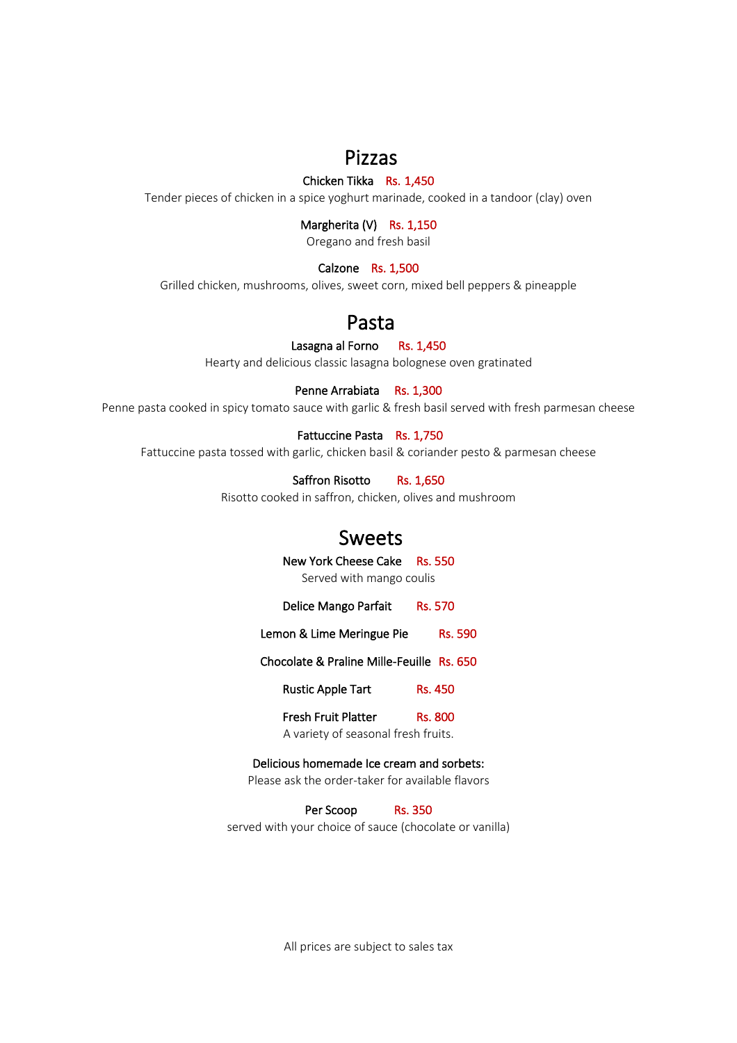# Pizzas

**Chicken Tikka** Rs. 1,450

Tender pieces of chicken in a spice yoghurt marinade, cooked in a tandoor (clay) oven

**Margherita (V)** Rs. 1,150

Oregano and fresh basil

**Calzone** Rs. 1,500

Grilled chicken, mushrooms, olives, sweet corn, mixed bell peppers & pineapple

# Pasta

**Lasagna al Forno** Rs. 1,450

Hearty and delicious classic lasagna bolognese oven gratinated

**Penne Arrabiata** Rs. 1,300

Penne pasta cooked in spicy tomato sauce with garlic & fresh basil served with fresh parmesan cheese

**Fattuccine Pasta** Rs. 1,750

Fattuccine pasta tossed with garlic, chicken basil & coriander pesto & parmesan cheese

**Saffron Risotto** Rs. 1,650

Risotto cooked in saffron, chicken, olives and mushroom

# Sweets

**New York Cheese Cake** Rs. 550

Served with mango coulis

**Delice Mango Parfait** Rs. 570

**Lemon & Lime Meringue Pie** Rs. 590

**Chocolate & Praline Mille-Feuille** Rs. 650

**Rustic Apple Tart** Rs. 450

**Fresh Fruit Platter** Rs. 800

A variety of seasonal fresh fruits.

**Delicious homemade Ice cream and sorbets:**

Please ask the order-taker for available flavors

**Per Scoop** Rs. 350

served with your choice of sauce (chocolate or vanilla)

All prices are subject to sales tax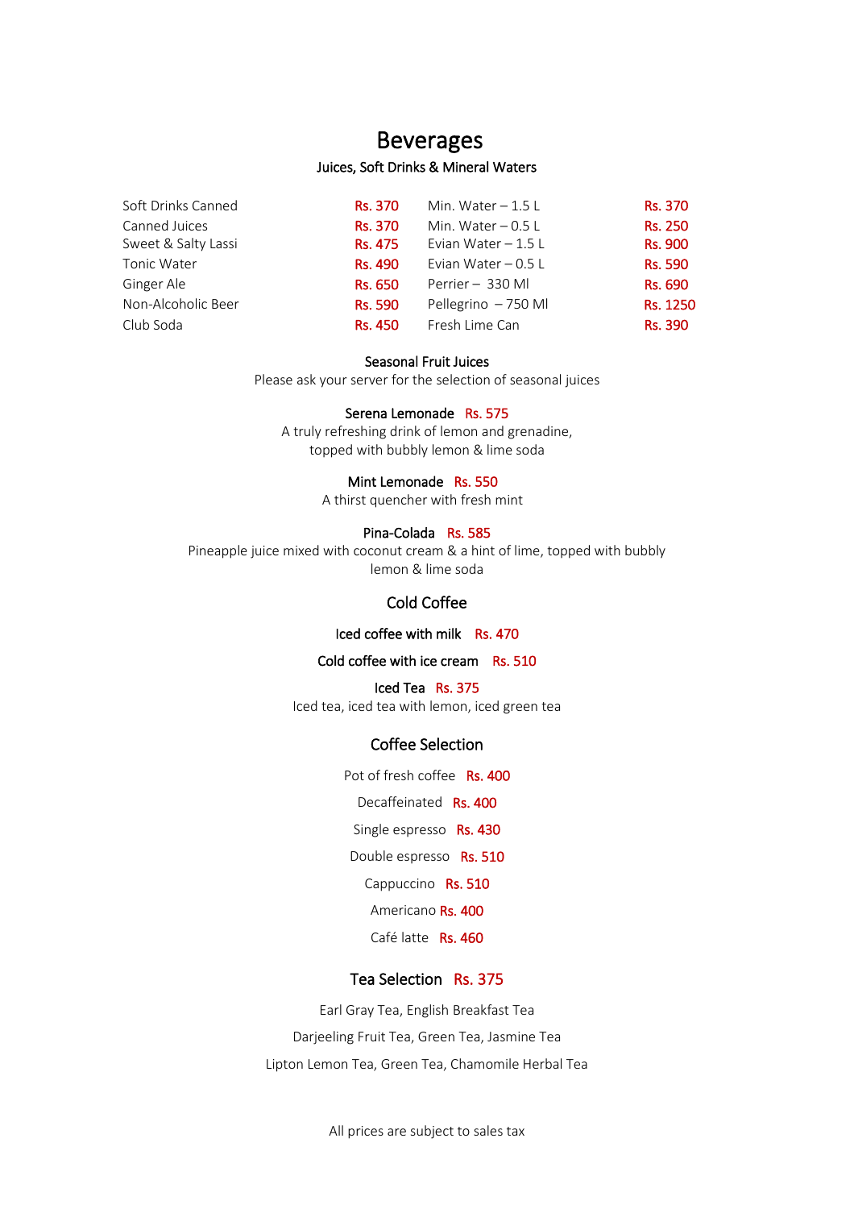# Beverages

## Juices, Soft Drinks & Mineral Waters

| | | | |
|---|---|---|---|
| Soft Drinks Canned | Rs. 370 | Min. Water – 1.5 L | Rs. 370 |
| Canned Juices | Rs. 370 | Min. Water – 0.5 L | Rs. 250 |
| Sweet & Salty Lassi | Rs. 475 | Evian Water – 1.5 L | Rs. 900 |
| Tonic Water | Rs. 490 | Evian Water – 0.5 L | Rs. 590 |
| Ginger Ale | Rs. 650 | Perrier – 330 Ml | Rs. 690 |
| Non-Alcoholic Beer | Rs. 590 | Pellegrino – 750 Ml | Rs. 1250 |
| Club Soda | Rs. 450 | Fresh Lime Can | Rs. 390 |

### Seasonal Fruit Juices

Please ask your server for the selection of seasonal juices

### Serena Lemonade Rs. 575

A truly refreshing drink of lemon and grenadine, topped with bubbly lemon & lime soda

### Mint Lemonade Rs. 550

A thirst quencher with fresh mint

### Pina-Colada Rs. 585

Pineapple juice mixed with coconut cream & a hint of lime, topped with bubbly lemon & lime soda

## Cold Coffee

Iced coffee with milk Rs. 470

Cold coffee with ice cream Rs. 510

Iced Tea Rs. 375

Iced tea, iced tea with lemon, iced green tea

## Coffee Selection

Pot of fresh coffee Rs. 400

Decaffeinated Rs. 400

Single espresso Rs. 430

Double espresso Rs. 510

Cappuccino Rs. 510

Americano Rs. 400

Café latte Rs. 460

## Tea Selection Rs. 375

Earl Gray Tea, English Breakfast Tea

Darjeeling Fruit Tea, Green Tea, Jasmine Tea

Lipton Lemon Tea, Green Tea, Chamomile Herbal Tea

All prices are subject to sales tax